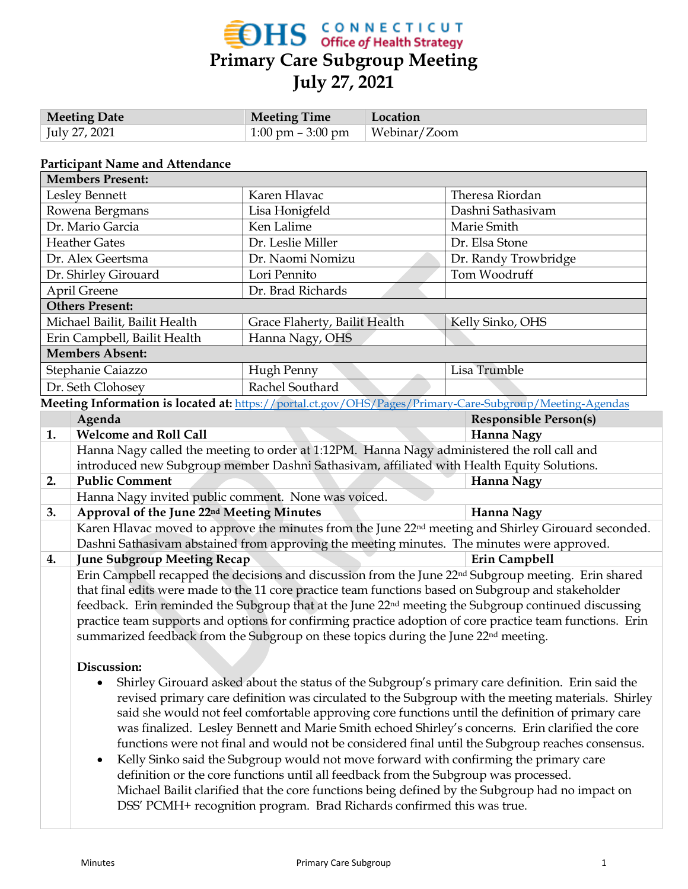# Primary Care Subgroup Meeting
# July 27, 2021

| Meeting Date | Meeting Time | Location |
|---|---|---|
| July 27, 2021 | 1:00 pm – 3:00 pm | Webinar/Zoom |

**Participant Name and Attendance**

| **Members Present:** | | |
|---|---|---|
| Lesley Bennett | Karen Hlavac | Theresa Riordan |
| Rowena Bergmans | Lisa Honigfeld | Dashni Sathasivam |
| Dr. Mario Garcia | Ken Lalime | Marie Smith |
| Heather Gates | Dr. Leslie Miller | Dr. Elsa Stone |
| Dr. Alex Geertsma | Dr. Naomi Nomizu | Dr. Randy Trowbridge |
| Dr. Shirley Girouard | Lori Pennito | Tom Woodruff |
| April Greene | Dr. Brad Richards | |
| **Others Present:** | | |
| Michael Bailit, Bailit Health | Grace Flaherty, Bailit Health | Kelly Sinko, OHS |
| Erin Campbell, Bailit Health | Hanna Nagy, OHS | |
| **Members Absent:** | | |
| Stephanie Caiazzo | Hugh Penny | Lisa Trumble |
| Dr. Seth Clohosey | Rachel Southard | |

**Meeting Information is located at:** https://portal.ct.gov/OHS/Pages/Primary-Care-Subgroup/Meeting-Agendas

| | Agenda | Responsible Person(s) |
|---|---|---|
| **1.** | **Welcome and Roll Call** | **Hanna Nagy** |
| | Hanna Nagy called the meeting to order at 1:12PM. Hanna Nagy administered the roll call and introduced new Subgroup member Dashni Sathasivam, affiliated with Health Equity Solutions. | |
| **2.** | **Public Comment** | **Hanna Nagy** |
| | Hanna Nagy invited public comment. None was voiced. | |
| **3.** | **Approval of the June 22nd Meeting Minutes** | **Hanna Nagy** |
| | Karen Hlavac moved to approve the minutes from the June 22nd meeting and Shirley Girouard seconded. Dashni Sathasivam abstained from approving the meeting minutes. The minutes were approved. | |
| **4.** | **June Subgroup Meeting Recap** | **Erin Campbell** |

Erin Campbell recapped the decisions and discussion from the June 22nd Subgroup meeting. Erin shared that final edits were made to the 11 core practice team functions based on Subgroup and stakeholder feedback. Erin reminded the Subgroup that at the June 22nd meeting the Subgroup continued discussing practice team supports and options for confirming practice adoption of core practice team functions. Erin summarized feedback from the Subgroup on these topics during the June 22nd meeting.

**Discussion:**

- Shirley Girouard asked about the status of the Subgroup's primary care definition. Erin said the revised primary care definition was circulated to the Subgroup with the meeting materials. Shirley said she would not feel comfortable approving core functions until the definition of primary care was finalized. Lesley Bennett and Marie Smith echoed Shirley's concerns. Erin clarified the core functions were not final and would not be considered final until the Subgroup reaches consensus.
- Kelly Sinko said the Subgroup would not move forward with confirming the primary care definition or the core functions until all feedback from the Subgroup was processed. Michael Bailit clarified that the core functions being defined by the Subgroup had no impact on DSS' PCMH+ recognition program. Brad Richards confirmed this was true.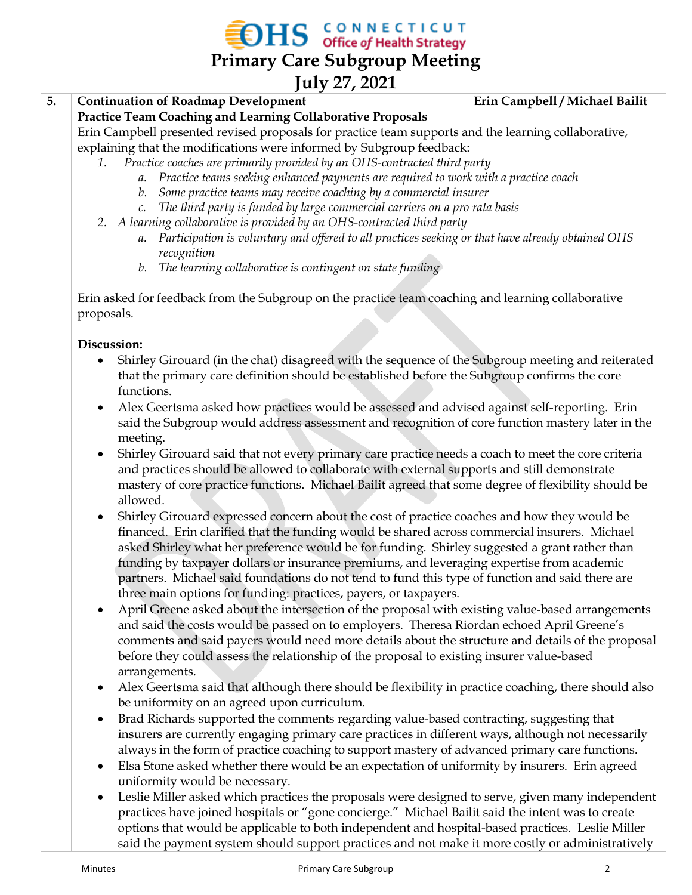| 5. | Continuation of Roadmap Development | Erin Campbell / Michael Bailit |
|---|---|---|

**Practice Team Coaching and Learning Collaborative Proposals**

Erin Campbell presented revised proposals for practice team supports and the learning collaborative, explaining that the modifications were informed by Subgroup feedback:

1. *Practice coaches are primarily provided by an OHS-contracted third party*
   a. *Practice teams seeking enhanced payments are required to work with a practice coach*
   b. *Some practice teams may receive coaching by a commercial insurer*
   c. *The third party is funded by large commercial carriers on a pro rata basis*
2. *A learning collaborative is provided by an OHS-contracted third party*
   a. *Participation is voluntary and offered to all practices seeking or that have already obtained OHS recognition*
   b. *The learning collaborative is contingent on state funding*

Erin asked for feedback from the Subgroup on the practice team coaching and learning collaborative proposals.

**Discussion:**

- Shirley Girouard (in the chat) disagreed with the sequence of the Subgroup meeting and reiterated that the primary care definition should be established before the Subgroup confirms the core functions.
- Alex Geertsma asked how practices would be assessed and advised against self-reporting. Erin said the Subgroup would address assessment and recognition of core function mastery later in the meeting.
- Shirley Girouard said that not every primary care practice needs a coach to meet the core criteria and practices should be allowed to collaborate with external supports and still demonstrate mastery of core practice functions. Michael Bailit agreed that some degree of flexibility should be allowed.
- Shirley Girouard expressed concern about the cost of practice coaches and how they would be financed. Erin clarified that the funding would be shared across commercial insurers. Michael asked Shirley what her preference would be for funding. Shirley suggested a grant rather than funding by taxpayer dollars or insurance premiums, and leveraging expertise from academic partners. Michael said foundations do not tend to fund this type of function and said there are three main options for funding: practices, payers, or taxpayers.
- April Greene asked about the intersection of the proposal with existing value-based arrangements and said the costs would be passed on to employers. Theresa Riordan echoed April Greene's comments and said payers would need more details about the structure and details of the proposal before they could assess the relationship of the proposal to existing insurer value-based arrangements.
- Alex Geertsma said that although there should be flexibility in practice coaching, there should also be uniformity on an agreed upon curriculum.
- Brad Richards supported the comments regarding value-based contracting, suggesting that insurers are currently engaging primary care practices in different ways, although not necessarily always in the form of practice coaching to support mastery of advanced primary care functions.
- Elsa Stone asked whether there would be an expectation of uniformity by insurers. Erin agreed uniformity would be necessary.
- Leslie Miller asked which practices the proposals were designed to serve, given many independent practices have joined hospitals or "gone concierge." Michael Bailit said the intent was to create options that would be applicable to both independent and hospital-based practices. Leslie Miller said the payment system should support practices and not make it more costly or administratively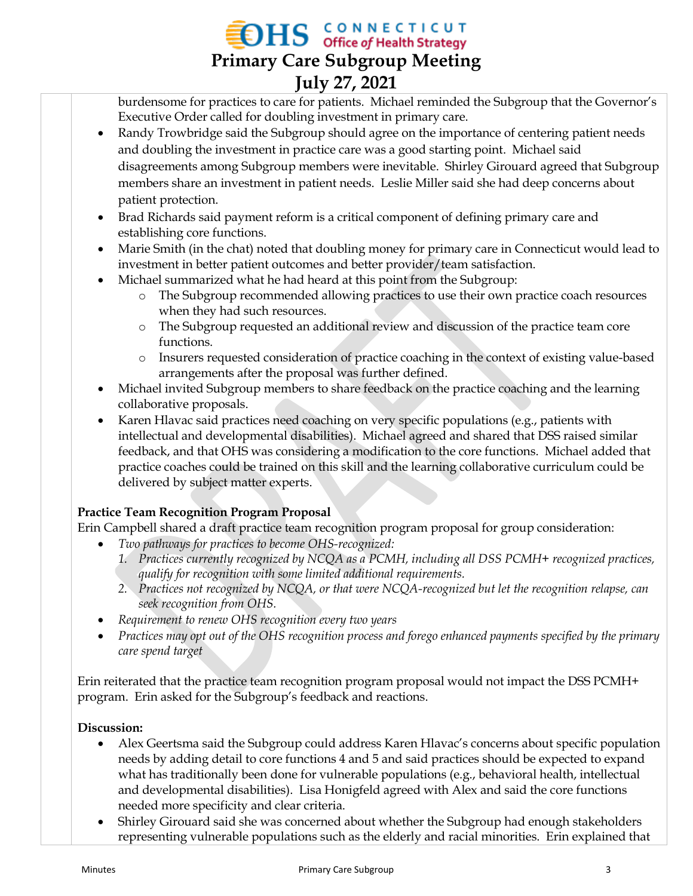burdensome for practices to care for patients. Michael reminded the Subgroup that the Governor's Executive Order called for doubling investment in primary care.

- Randy Trowbridge said the Subgroup should agree on the importance of centering patient needs and doubling the investment in practice care was a good starting point. Michael said disagreements among Subgroup members were inevitable. Shirley Girouard agreed that Subgroup members share an investment in patient needs. Leslie Miller said she had deep concerns about patient protection.
- Brad Richards said payment reform is a critical component of defining primary care and establishing core functions.
- Marie Smith (in the chat) noted that doubling money for primary care in Connecticut would lead to investment in better patient outcomes and better provider/team satisfaction.
- Michael summarized what he had heard at this point from the Subgroup:
  - The Subgroup recommended allowing practices to use their own practice coach resources when they had such resources.
  - The Subgroup requested an additional review and discussion of the practice team core functions.
  - Insurers requested consideration of practice coaching in the context of existing value-based arrangements after the proposal was further defined.
- Michael invited Subgroup members to share feedback on the practice coaching and the learning collaborative proposals.
- Karen Hlavac said practices need coaching on very specific populations (e.g., patients with intellectual and developmental disabilities). Michael agreed and shared that DSS raised similar feedback, and that OHS was considering a modification to the core functions. Michael added that practice coaches could be trained on this skill and the learning collaborative curriculum could be delivered by subject matter experts.

**Practice Team Recognition Program Proposal**

Erin Campbell shared a draft practice team recognition program proposal for group consideration:

- *Two pathways for practices to become OHS-recognized:*
  1. *Practices currently recognized by NCQA as a PCMH, including all DSS PCMH+ recognized practices, qualify for recognition with some limited additional requirements.*
  2. *Practices not recognized by NCQA, or that were NCQA-recognized but let the recognition relapse, can seek recognition from OHS.*
- *Requirement to renew OHS recognition every two years*
- *Practices may opt out of the OHS recognition process and forego enhanced payments specified by the primary care spend target*

Erin reiterated that the practice team recognition program proposal would not impact the DSS PCMH+ program. Erin asked for the Subgroup's feedback and reactions.

**Discussion:**

- Alex Geertsma said the Subgroup could address Karen Hlavac's concerns about specific population needs by adding detail to core functions 4 and 5 and said practices should be expected to expand what has traditionally been done for vulnerable populations (e.g., behavioral health, intellectual and developmental disabilities). Lisa Honigfeld agreed with Alex and said the core functions needed more specificity and clear criteria.
- Shirley Girouard said she was concerned about whether the Subgroup had enough stakeholders representing vulnerable populations such as the elderly and racial minorities. Erin explained that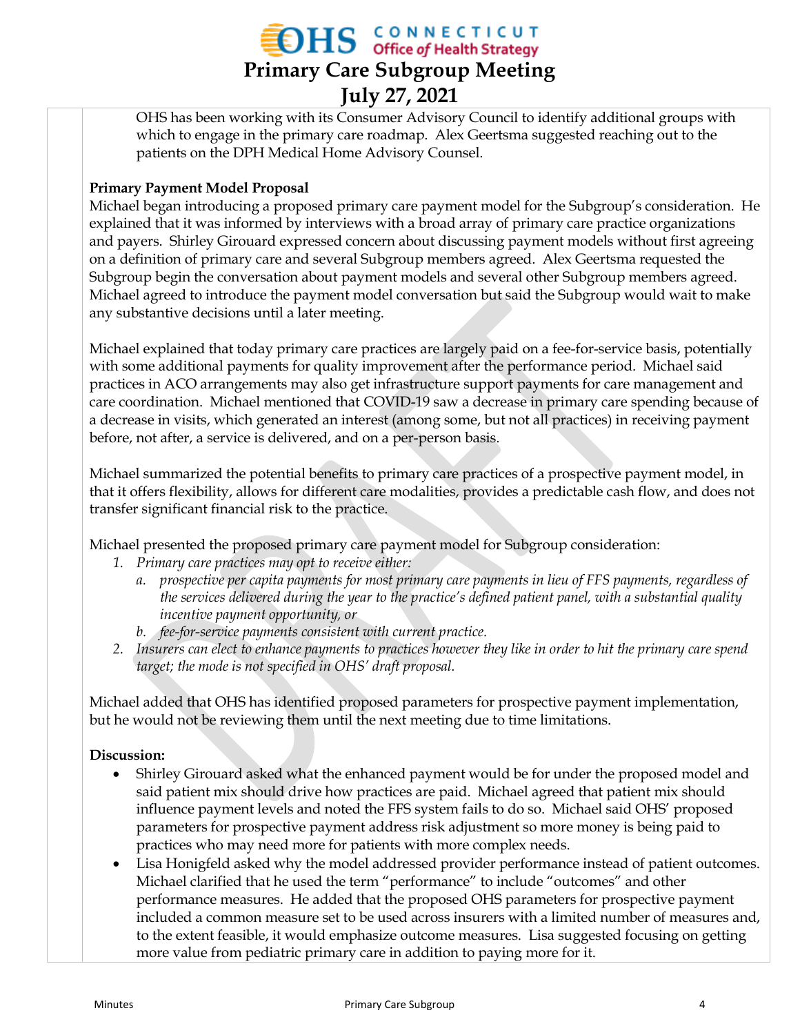OHS has been working with its Consumer Advisory Council to identify additional groups with which to engage in the primary care roadmap. Alex Geertsma suggested reaching out to the patients on the DPH Medical Home Advisory Counsel.

**Primary Payment Model Proposal**

Michael began introducing a proposed primary care payment model for the Subgroup's consideration. He explained that it was informed by interviews with a broad array of primary care practice organizations and payers. Shirley Girouard expressed concern about discussing payment models without first agreeing on a definition of primary care and several Subgroup members agreed. Alex Geertsma requested the Subgroup begin the conversation about payment models and several other Subgroup members agreed. Michael agreed to introduce the payment model conversation but said the Subgroup would wait to make any substantive decisions until a later meeting.

Michael explained that today primary care practices are largely paid on a fee-for-service basis, potentially with some additional payments for quality improvement after the performance period. Michael said practices in ACO arrangements may also get infrastructure support payments for care management and care coordination. Michael mentioned that COVID-19 saw a decrease in primary care spending because of a decrease in visits, which generated an interest (among some, but not all practices) in receiving payment before, not after, a service is delivered, and on a per-person basis.

Michael summarized the potential benefits to primary care practices of a prospective payment model, in that it offers flexibility, allows for different care modalities, provides a predictable cash flow, and does not transfer significant financial risk to the practice.

Michael presented the proposed primary care payment model for Subgroup consideration:

1. *Primary care practices may opt to receive either:*
   a. *prospective per capita payments for most primary care payments in lieu of FFS payments, regardless of the services delivered during the year to the practice's defined patient panel, with a substantial quality incentive payment opportunity, or*
   b. *fee-for-service payments consistent with current practice.*
2. *Insurers can elect to enhance payments to practices however they like in order to hit the primary care spend target; the mode is not specified in OHS' draft proposal.*

Michael added that OHS has identified proposed parameters for prospective payment implementation, but he would not be reviewing them until the next meeting due to time limitations.

**Discussion:**

- Shirley Girouard asked what the enhanced payment would be for under the proposed model and said patient mix should drive how practices are paid. Michael agreed that patient mix should influence payment levels and noted the FFS system fails to do so. Michael said OHS' proposed parameters for prospective payment address risk adjustment so more money is being paid to practices who may need more for patients with more complex needs.
- Lisa Honigfeld asked why the model addressed provider performance instead of patient outcomes. Michael clarified that he used the term "performance" to include "outcomes" and other performance measures. He added that the proposed OHS parameters for prospective payment included a common measure set to be used across insurers with a limited number of measures and, to the extent feasible, it would emphasize outcome measures. Lisa suggested focusing on getting more value from pediatric primary care in addition to paying more for it.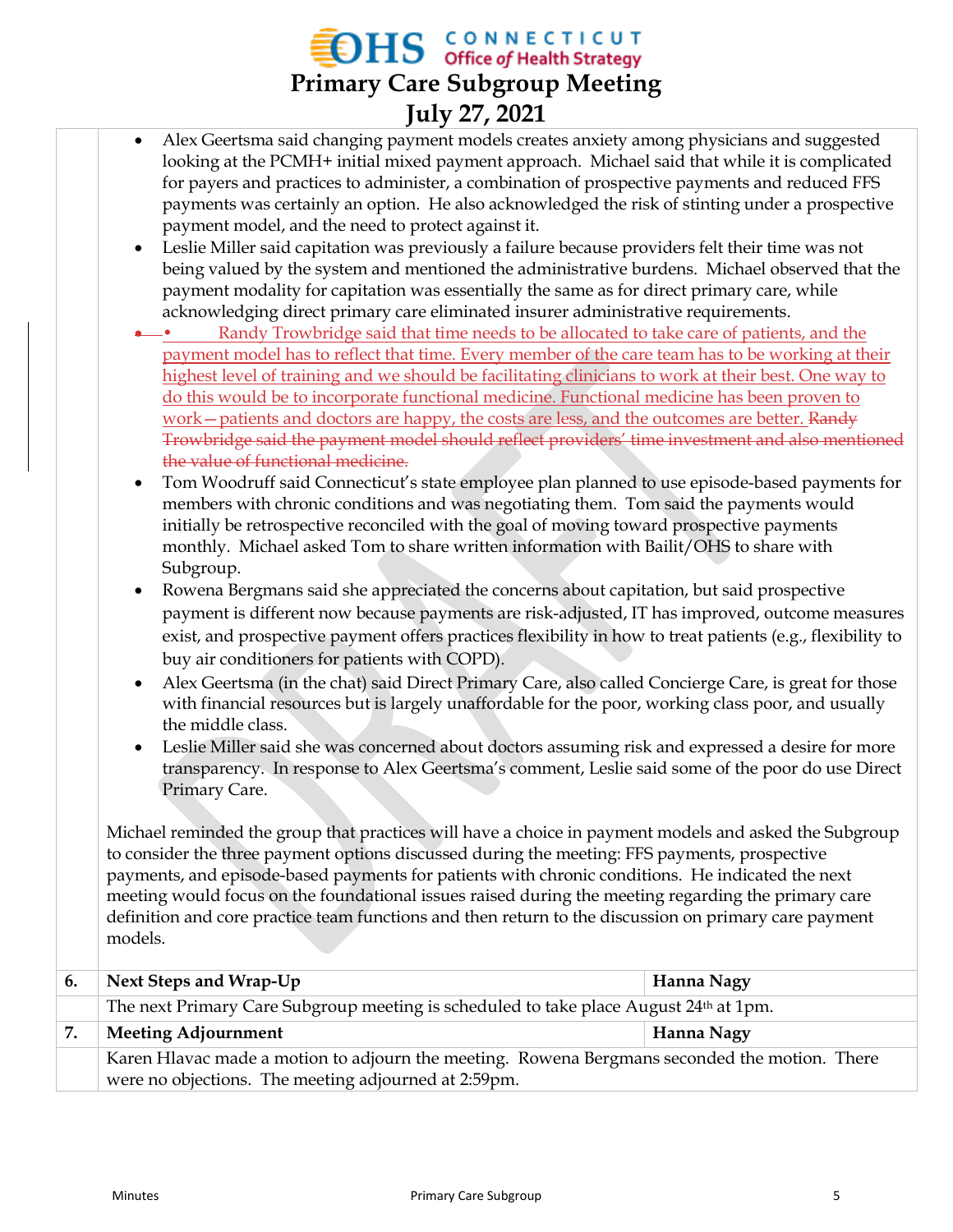# Primary Care Subgroup Meeting
# July 27, 2021

- Alex Geertsma said changing payment models creates anxiety among physicians and suggested looking at the PCMH+ initial mixed payment approach. Michael said that while it is complicated for payers and practices to administer, a combination of prospective payments and reduced FFS payments was certainly an option. He also acknowledged the risk of stinting under a prospective payment model, and the need to protect against it.
- Leslie Miller said capitation was previously a failure because providers felt their time was not being valued by the system and mentioned the administrative burdens. Michael observed that the payment modality for capitation was essentially the same as for direct primary care, while acknowledging direct primary care eliminated insurer administrative requirements.
- Randy Trowbridge said that time needs to be allocated to take care of patients, and the payment model has to reflect that time. Every member of the care team has to be working at their highest level of training and we should be facilitating clinicians to work at their best. One way to do this would be to incorporate functional medicine. Functional medicine has been proven to work—patients and doctors are happy, the costs are less, and the outcomes are better. ~~Randy Trowbridge said the payment model should reflect providers' time investment and also mentioned the value of functional medicine.~~
- Tom Woodruff said Connecticut's state employee plan planned to use episode-based payments for members with chronic conditions and was negotiating them. Tom said the payments would initially be retrospective reconciled with the goal of moving toward prospective payments monthly. Michael asked Tom to share written information with Bailit/OHS to share with Subgroup.
- Rowena Bergmans said she appreciated the concerns about capitation, but said prospective payment is different now because payments are risk-adjusted, IT has improved, outcome measures exist, and prospective payment offers practices flexibility in how to treat patients (e.g., flexibility to buy air conditioners for patients with COPD).
- Alex Geertsma (in the chat) said Direct Primary Care, also called Concierge Care, is great for those with financial resources but is largely unaffordable for the poor, working class poor, and usually the middle class.
- Leslie Miller said she was concerned about doctors assuming risk and expressed a desire for more transparency. In response to Alex Geertsma's comment, Leslie said some of the poor do use Direct Primary Care.

Michael reminded the group that practices will have a choice in payment models and asked the Subgroup to consider the three payment options discussed during the meeting: FFS payments, prospective payments, and episode-based payments for patients with chronic conditions. He indicated the next meeting would focus on the foundational issues raised during the meeting regarding the primary care definition and core practice team functions and then return to the discussion on primary care payment models.

| | | |
|---|---|---|
| **6.** | **Next Steps and Wrap-Up** | **Hanna Nagy** |
| | The next Primary Care Subgroup meeting is scheduled to take place August 24th at 1pm. | |
| **7.** | **Meeting Adjournment** | **Hanna Nagy** |
| | Karen Hlavac made a motion to adjourn the meeting. Rowena Bergmans seconded the motion. There were no objections. The meeting adjourned at 2:59pm. | |